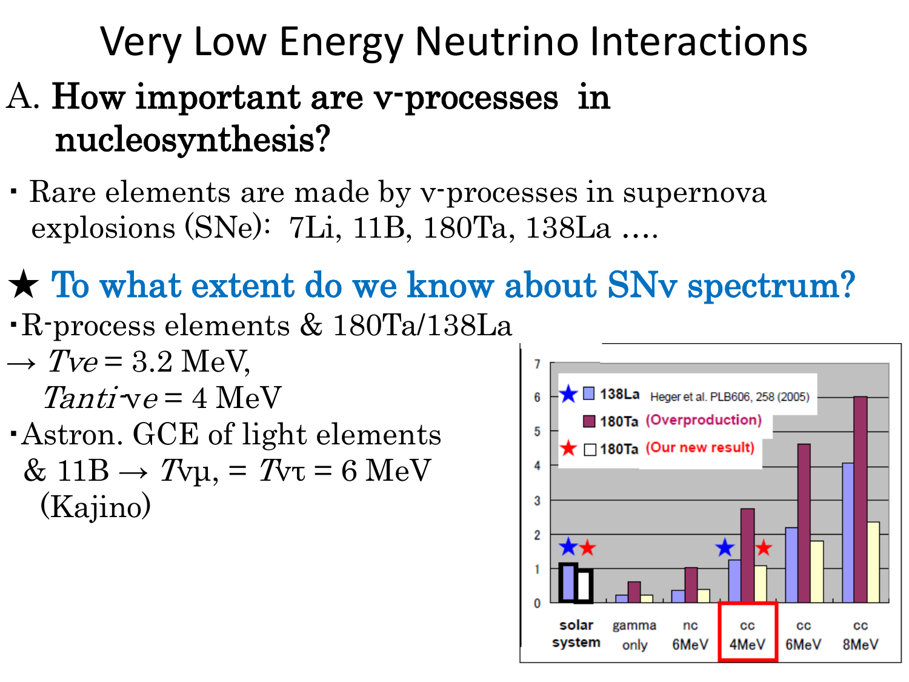# Very Low Energy Neutrino Interactions

## A. How important are ν-processes in nucleosynthesis?

- Rare elements are made by ν-processes in supernova explosions (SNe): 7Li, 11B, 180Ta, 138La ....

### ★ To what extent do we know about SNν spectrum?

- R-process elements & 180Ta/138La → $T_{\nu e}$ = 3.2 MeV, $T_{anti\text{-}\nu e}$ = 4 MeV
- Astron. GCE of light elements & 11B → $T_{\nu\mu}$, = $T_{\nu\tau}$ = 6 MeV (Kajino)

| | solar system | gamma only | nc 6MeV | cc 4MeV | cc 6MeV | cc 8MeV |
|---|---|---|---|---|---|---|
| 138La (Heger et al. PLB606, 258 (2005)) | ~1.1 | ~0.2 | ~0.35 | ~1.25 | ~2.2 | ~4.05 |
| 180Ta (Overproduction) | | ~0.6 | ~1.0 | ~2.75 | ~4.6 | ~6.0 |
| 180Ta (Our new result) | ~0.95 | ~0.2 | ~0.4 | ~1.1 | ~1.8 | ~2.35 |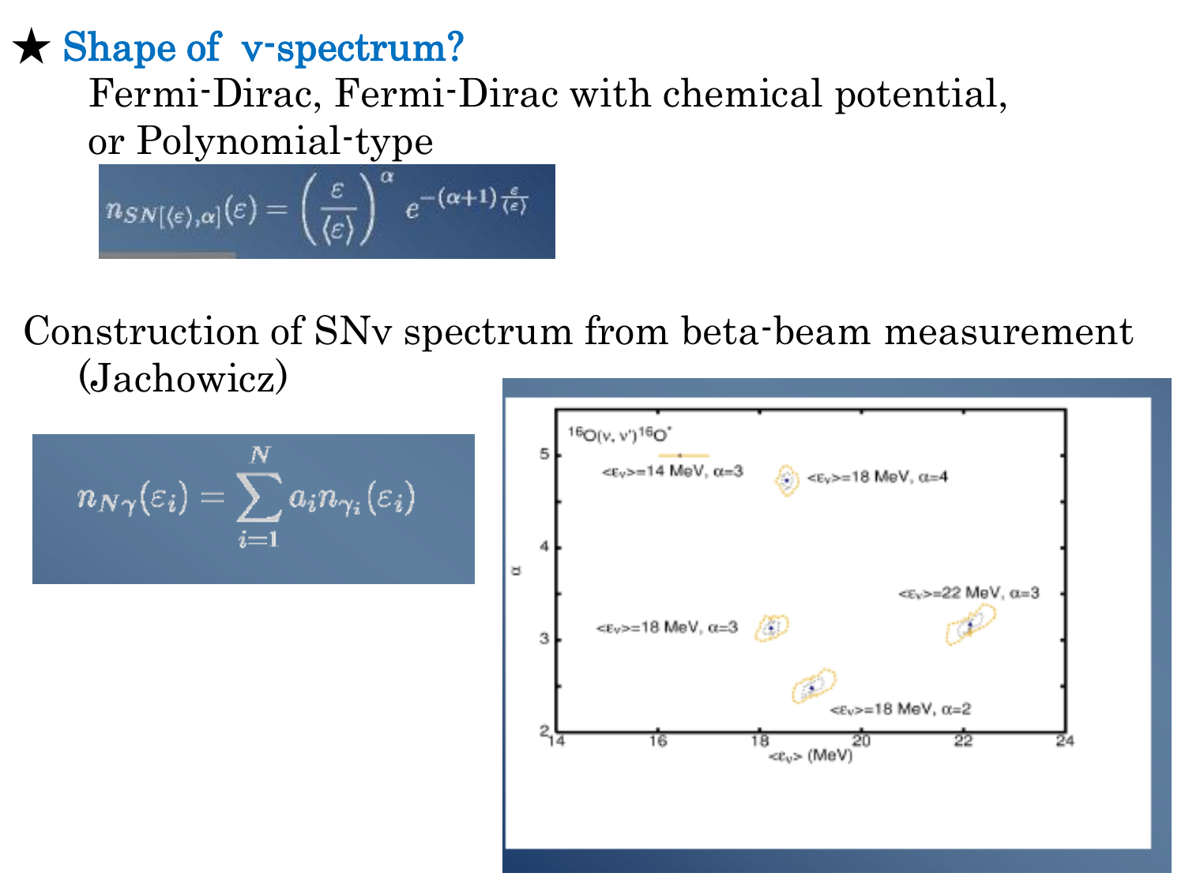## ★ Shape of ν-spectrum?

Fermi-Dirac, Fermi-Dirac with chemical potential, or Polynomial-type

$$n_{SN[\langle\varepsilon\rangle,\alpha]}(\varepsilon) = \left(\frac{\varepsilon}{\langle\varepsilon\rangle}\right)^{\alpha} e^{-(\alpha+1)\frac{\varepsilon}{\langle\varepsilon\rangle}}$$

Construction of SNν spectrum from beta-beam measurement (Jachowicz)

$$n_{N\gamma}(\varepsilon_i) = \sum_{i=1}^{N} a_i n_{\gamma_i}(\varepsilon_i)$$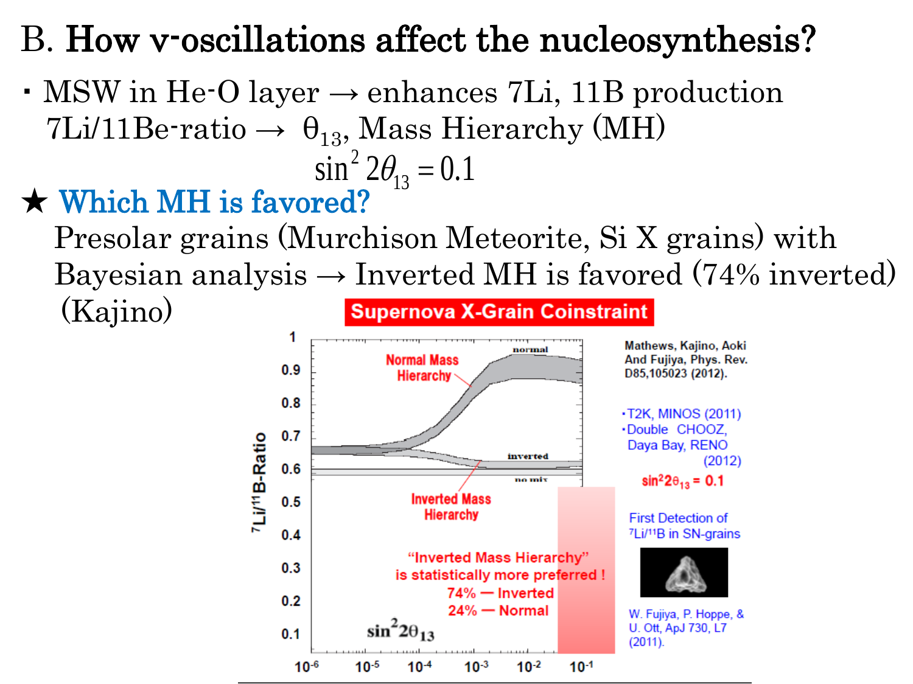# B. How ν-oscillations affect the nucleosynthesis?

- MSW in He-O layer → enhances 7Li, 11B production
  7Li/11Be-ratio → $\theta_{13}$, Mass Hierarchy (MH)

$$\sin^2 2\theta_{13} = 0.1$$

★ **Which MH is favored?**

Presolar grains (Murchison Meteorite, Si X grains) with Bayesian analysis → Inverted MH is favored (74% inverted) (Kajino)

**Supernova X-Grain Coinstraint**

Normal Mass Hierarchy

Inverted Mass Hierarchy

"Inverted Mass Hierarchy" is statistically more preferred !
74% — Inverted
24% — Normal

Mathews, Kajino, Aoki And Fujiya, Phys. Rev. D85,105023 (2012).

- T2K, MINOS (2011)
- Double CHOOZ, Daya Bay, RENO (2012)

$\sin^2 2\theta_{13} = 0.1$

First Detection of $^7Li/^{11}B$ in SN-grains

W. Fujiya, P. Hoppe, & U. Ott, ApJ 730, L7 (2011).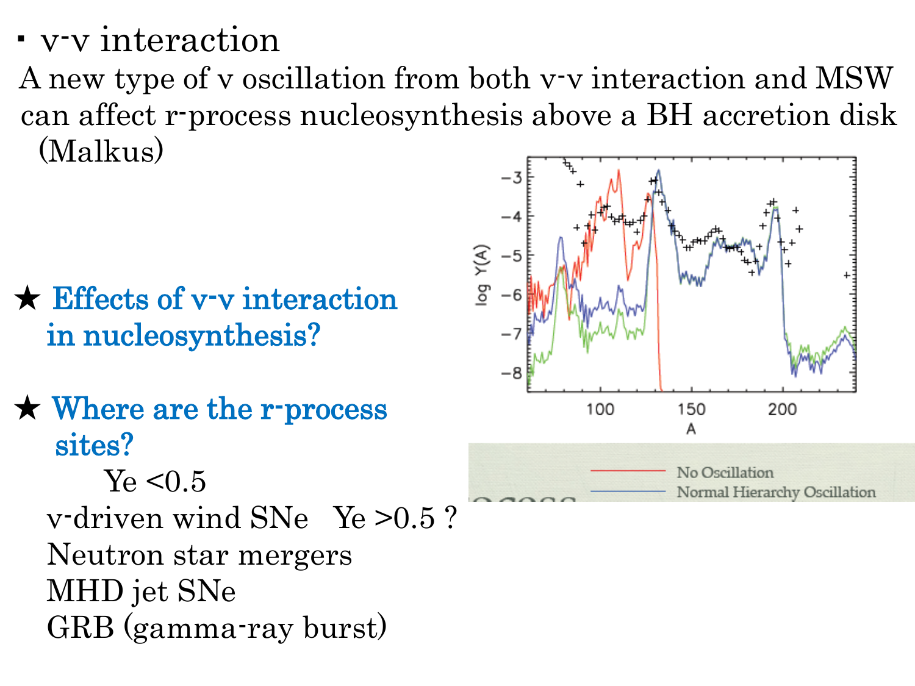- ν-ν interaction

A new type of ν oscillation from both ν-ν interaction and MSW can affect r-process nucleosynthesis above a BH accretion disk (Malkus)

★ **Effects of ν-ν interaction in nucleosynthesis?**

★ **Where are the r-process sites?**

$Y_e < 0.5$

ν-driven wind SNe $Y_e > 0.5$ ?

Neutron star mergers

MHD jet SNe

GRB (gamma-ray burst)

No Oscillation

Normal Hierarchy Oscillation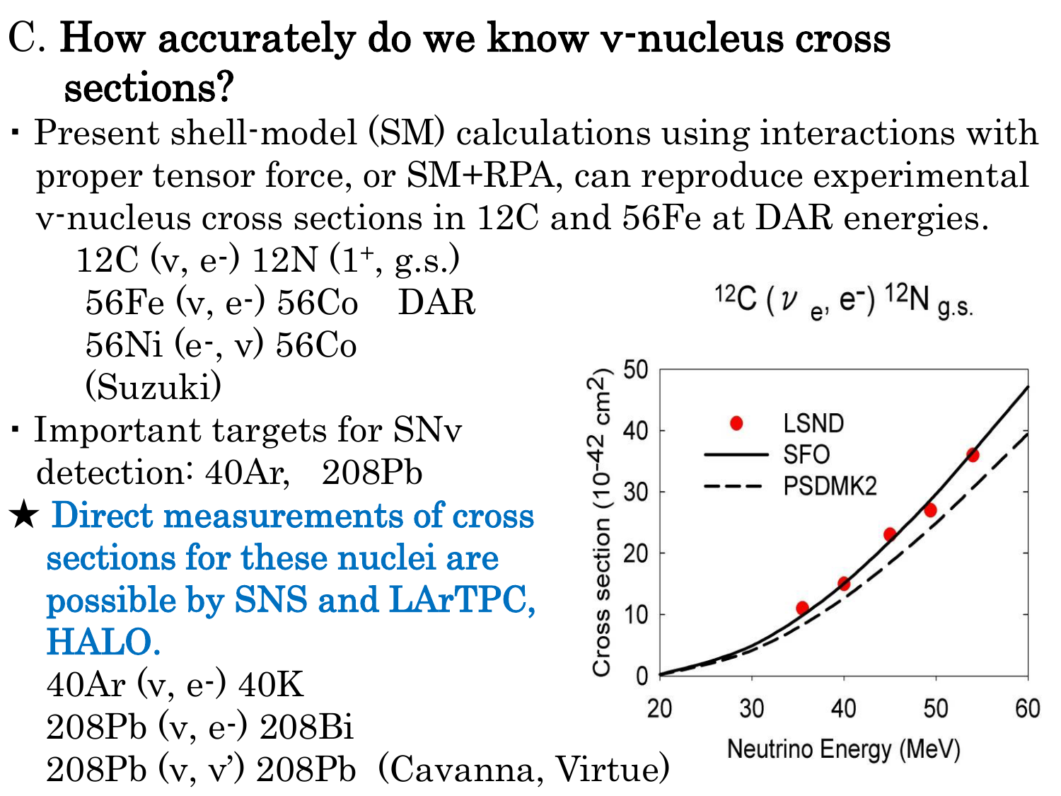## C. How accurately do we know ν-nucleus cross sections?

- Present shell-model (SM) calculations using interactions with proper tensor force, or SM+RPA, can reproduce experimental ν-nucleus cross sections in 12C and 56Fe at DAR energies.

  12C (ν, e⁻) 12N ($1^+$, g.s.)
  56Fe (ν, e⁻) 56Co DAR
  56Ni (e⁻, ν) 56Co
  (Suzuki)

- Important targets for SNν detection: 40Ar, 208Pb

★ **Direct measurements of cross sections for these nuclei are possible by SNS and LArTPC, HALO.**

40Ar (ν, e⁻) 40K
208Pb (ν, e⁻) 208Bi
208Pb (ν, ν') 208Pb (Cavanna, Virtue)

$^{12}C(\nu_e, e^-)^{12}N_{g.s.}$

Cross section ($10^{-42}$ cm$^2$) vs. Neutrino Energy (MeV) — LSND, SFO, PSDMK2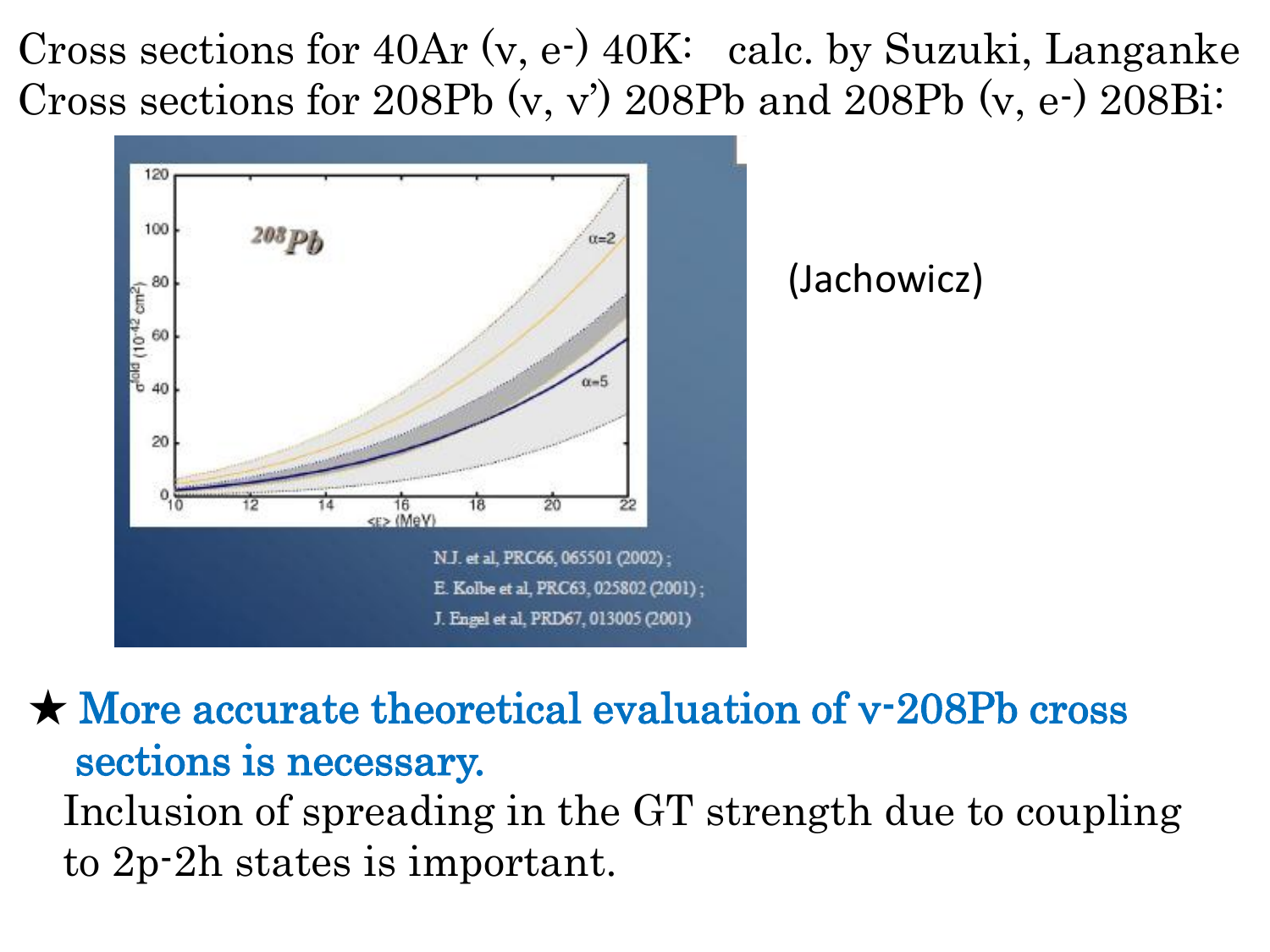Cross sections for 40Ar (ν, e-) 40K: calc. by Suzuki, Langanke

Cross sections for 208Pb (ν, ν') 208Pb and 208Pb (ν, e-) 208Bi:

N.J. et al, PRC66, 065501 (2002) ;
E. Kolbe et al, PRC63, 025802 (2001) ;
J. Engel et al, PRD67, 013005 (2001)

(Jachowicz)

★ **More accurate theoretical evaluation of ν-208Pb cross sections is necessary.**

Inclusion of spreading in the GT strength due to coupling to 2p-2h states is important.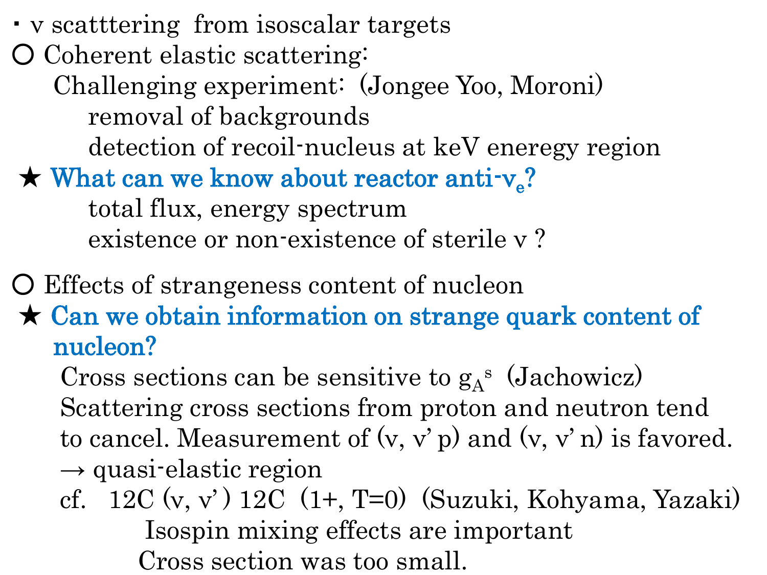・ ν scatttering from isoscalar targets

○ Coherent elastic scattering:

Challenging experiment: (Jongee Yoo, Moroni)

- removal of backgrounds
- detection of recoil-nucleus at keV eneregy region

★ **What can we know about reactor anti-$\nu_e$?**

- total flux, energy spectrum
- existence or non-existence of sterile ν ?

○ Effects of strangeness content of nucleon

★ **Can we obtain information on strange quark content of nucleon?**

Cross sections can be sensitive to $g_A^s$ (Jachowicz)

Scattering cross sections from proton and neutron tend to cancel. Measurement of (ν, ν' p) and (ν, ν' n) is favored.

→ quasi-elastic region

cf. 12C (ν, ν') 12C (1+, T=0) (Suzuki, Kohyama, Yazaki)

Isospin mixing effects are important

Cross section was too small.